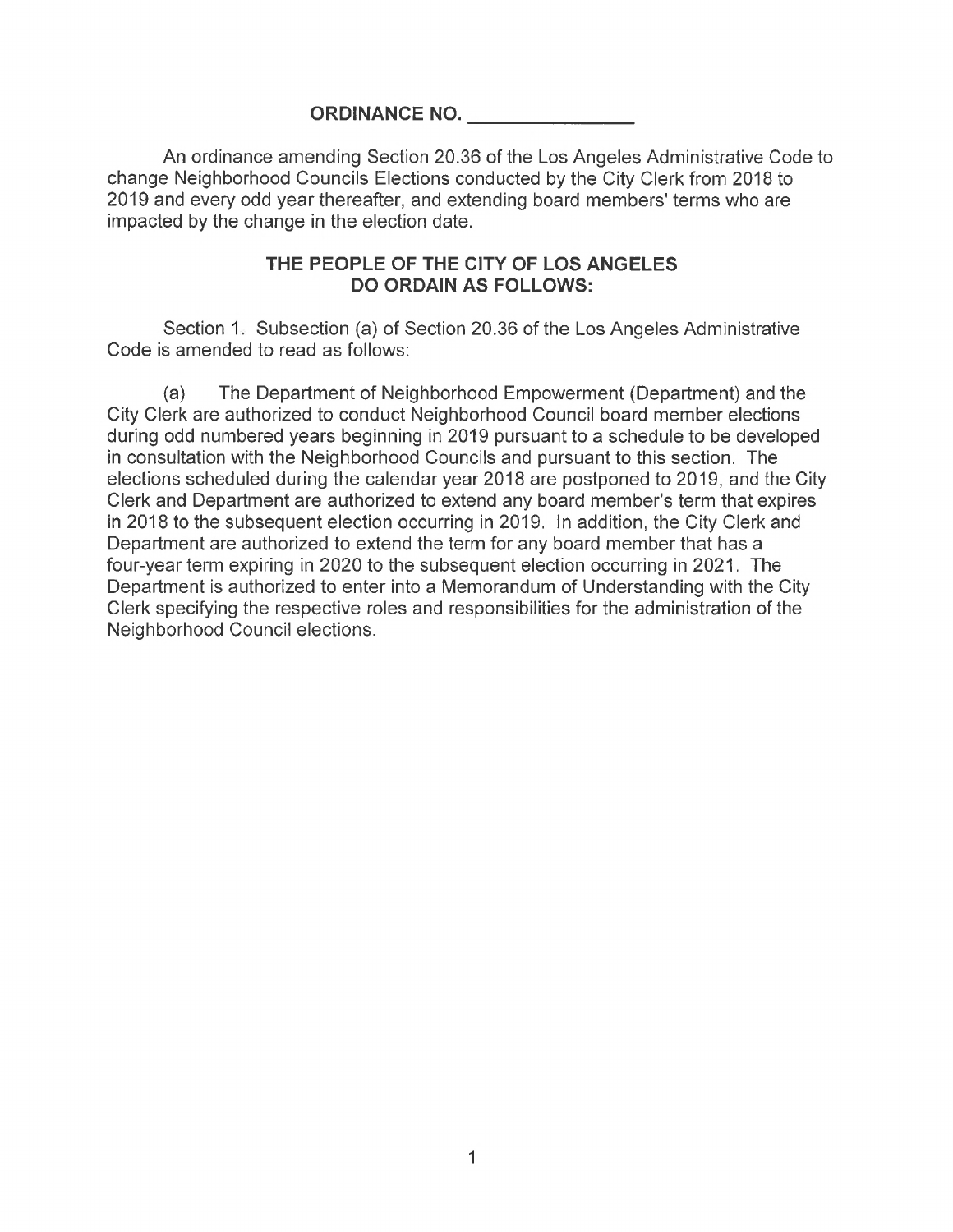# ORDINANCE NO. _______________

An ordinance amending Section 20.36 of the Los Angeles Administrative Code to change Neighborhood Councils Elections conducted by the City Clerk from 2018 to 2019 and every odd year thereafter, and extending board members' terms who are impacted by the change in the election date.

## THE PEOPLE OF THE CITY OF LOS ANGELES DO ORDAIN AS FOLLOWS:

Section 1. Subsection (a) of Section 20.36 of the Los Angeles Administrative Code is amended to read as follows:

(a) The Department of Neighborhood Empowerment (Department) and the City Clerk are authorized to conduct Neighborhood Council board member elections during odd numbered years beginning in 2019 pursuant to a schedule to be developed in consultation with the Neighborhood Councils and pursuant to this section. The elections scheduled during the calendar year 2018 are postponed to 2019, and the City Clerk and Department are authorized to extend any board member's term that expires in 2018 to the subsequent election occurring in 2019. In addition, the City Clerk and Department are authorized to extend the term for any board member that has a four-year term expiring in 2020 to the subsequent election occurring in 2021. The Department is authorized to enter into a Memorandum of Understanding with the City Clerk specifying the respective roles and responsibilities for the administration of the Neighborhood Council elections.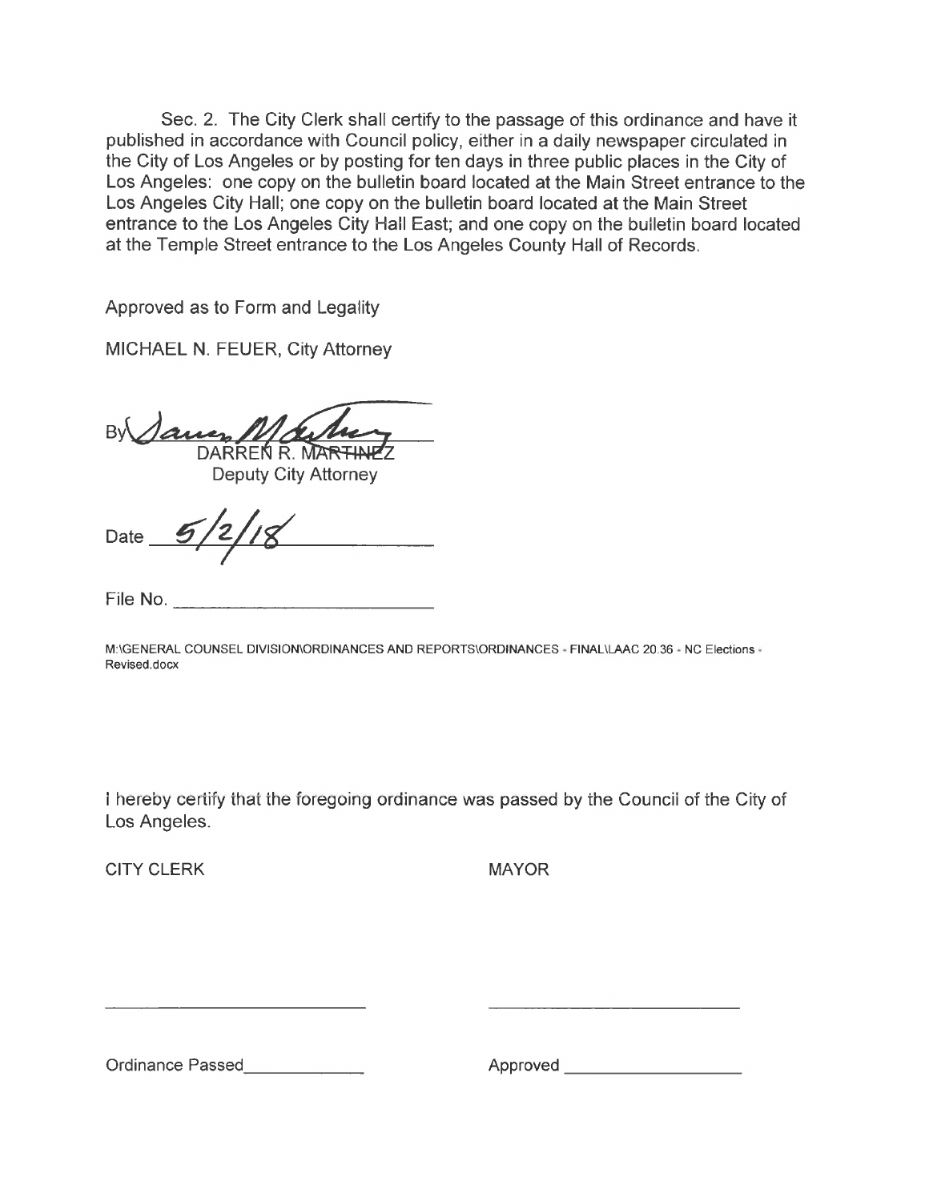Sec. 2. The City Clerk shall certify to the passage of this ordinance and have it published in accordance with Council policy, either in a daily newspaper circulated in the City of Los Angeles or by posting for ten days in three public places in the City of Los Angeles: one copy on the bulletin board located at the Main Street entrance to the Los Angeles City Hall; one copy on the bulletin board located at the Main Street entrance to the Los Angeles City Hall East; and one copy on the bulletin board located at the Temple Street entrance to the Los Angeles County Hall of Records.

Approved as to Form and Legality

MICHAEL N. FEUER, City Attorney

By ______________________
DARREN R. MARTINEZ
Deputy City Attorney

Date 5/2/18

File No. ______________________

M:\GENERAL COUNSEL DIVISION\ORDINANCES AND REPORTS\ORDINANCES - FINAL\LAAC 20.36 - NC Elections - Revised.docx

I hereby certify that the foregoing ordinance was passed by the Council of the City of Los Angeles.

CITY CLERK

MAYOR

______________________

______________________

Ordinance Passed ______________

Approved ______________